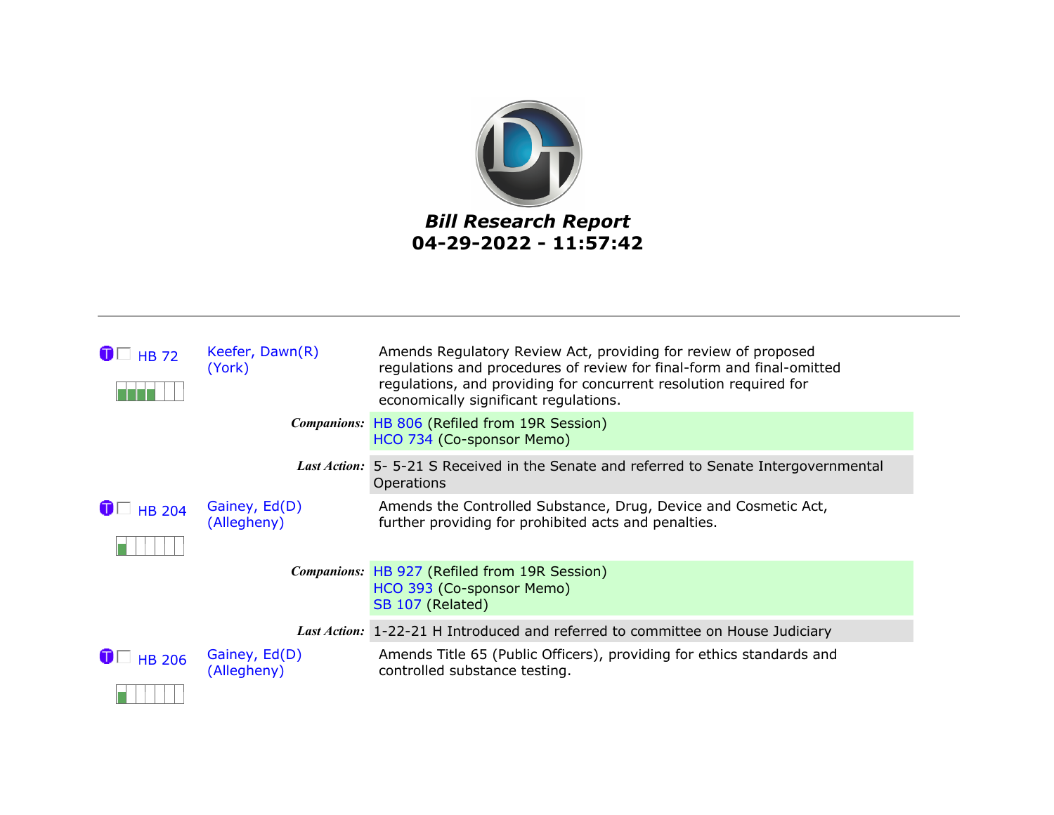# *Bill Research Report*

**04-29-2022 - 11:57:42**

---

**HB 72** — Keefer, Dawn(R) (York)

Amends Regulatory Review Act, providing for review of proposed regulations and procedures of review for final-form and final-omitted regulations, and providing for concurrent resolution required for economically significant regulations.

*Companions:* HB 806 (Refiled from 19R Session)
HCO 734 (Co-sponsor Memo)

*Last Action:* 5- 5-21 S Received in the Senate and referred to Senate Intergovernmental Operations

**HB 204** — Gainey, Ed(D) (Allegheny)

Amends the Controlled Substance, Drug, Device and Cosmetic Act, further providing for prohibited acts and penalties.

*Companions:* HB 927 (Refiled from 19R Session)
HCO 393 (Co-sponsor Memo)
SB 107 (Related)

*Last Action:* 1-22-21 H Introduced and referred to committee on House Judiciary

**HB 206** — Gainey, Ed(D) (Allegheny)

Amends Title 65 (Public Officers), providing for ethics standards and controlled substance testing.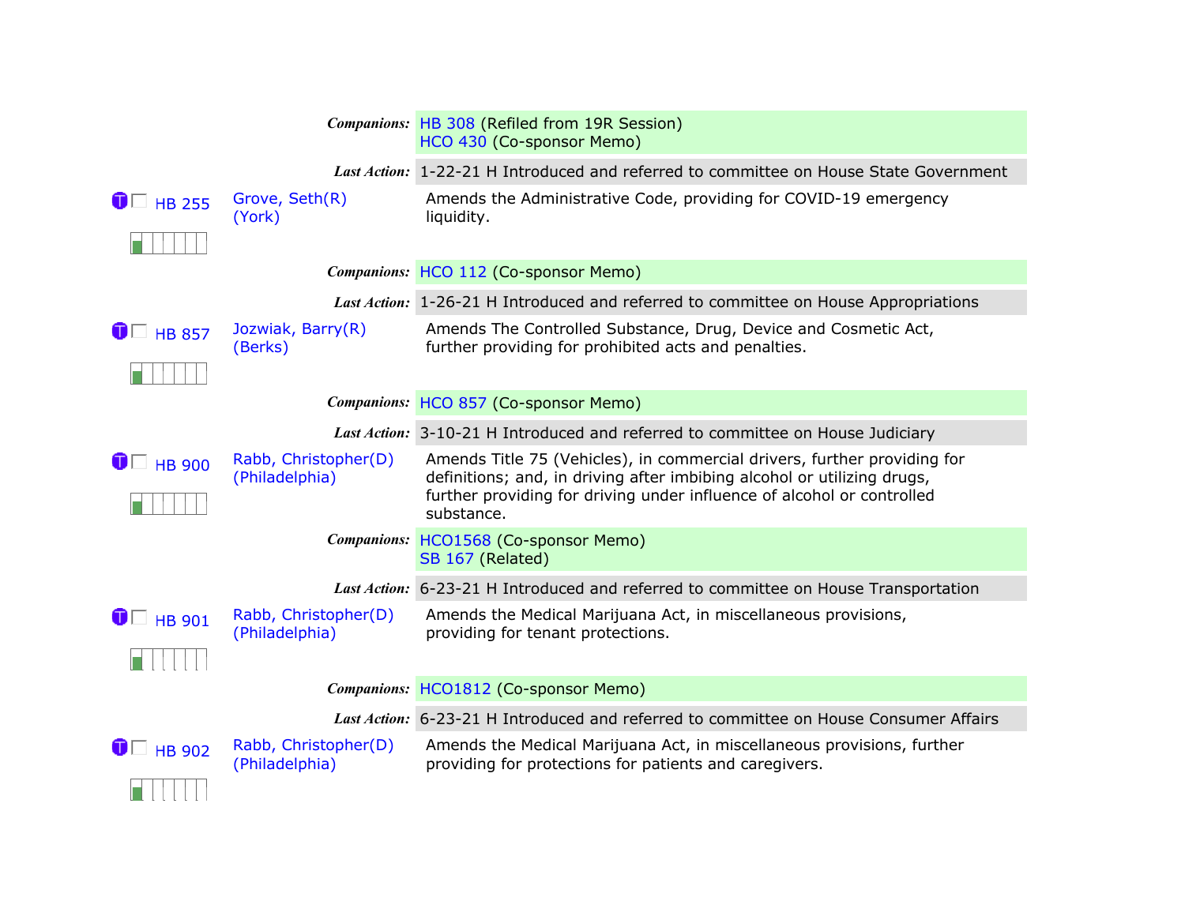**Companions:** HB 308 (Refiled from 19R Session)
HCO 430 (Co-sponsor Memo)

**Last Action:** 1-22-21 H Introduced and referred to committee on House State Government

| Bill | Sponsor | Description |
|---|---|---|
| HB 255 | Grove, Seth(R) (York) | Amends the Administrative Code, providing for COVID-19 emergency liquidity. |

**Companions:** HCO 112 (Co-sponsor Memo)

**Last Action:** 1-26-21 H Introduced and referred to committee on House Appropriations

| Bill | Sponsor | Description |
|---|---|---|
| HB 857 | Jozwiak, Barry(R) (Berks) | Amends The Controlled Substance, Drug, Device and Cosmetic Act, further providing for prohibited acts and penalties. |

**Companions:** HCO 857 (Co-sponsor Memo)

**Last Action:** 3-10-21 H Introduced and referred to committee on House Judiciary

| Bill | Sponsor | Description |
|---|---|---|
| HB 900 | Rabb, Christopher(D) (Philadelphia) | Amends Title 75 (Vehicles), in commercial drivers, further providing for definitions; and, in driving after imbibing alcohol or utilizing drugs, further providing for driving under influence of alcohol or controlled substance. |

**Companions:** HCO1568 (Co-sponsor Memo)
SB 167 (Related)

**Last Action:** 6-23-21 H Introduced and referred to committee on House Transportation

| Bill | Sponsor | Description |
|---|---|---|
| HB 901 | Rabb, Christopher(D) (Philadelphia) | Amends the Medical Marijuana Act, in miscellaneous provisions, providing for tenant protections. |

**Companions:** HCO1812 (Co-sponsor Memo)

**Last Action:** 6-23-21 H Introduced and referred to committee on House Consumer Affairs

| Bill | Sponsor | Description |
|---|---|---|
| HB 902 | Rabb, Christopher(D) (Philadelphia) | Amends the Medical Marijuana Act, in miscellaneous provisions, further providing for protections for patients and caregivers. |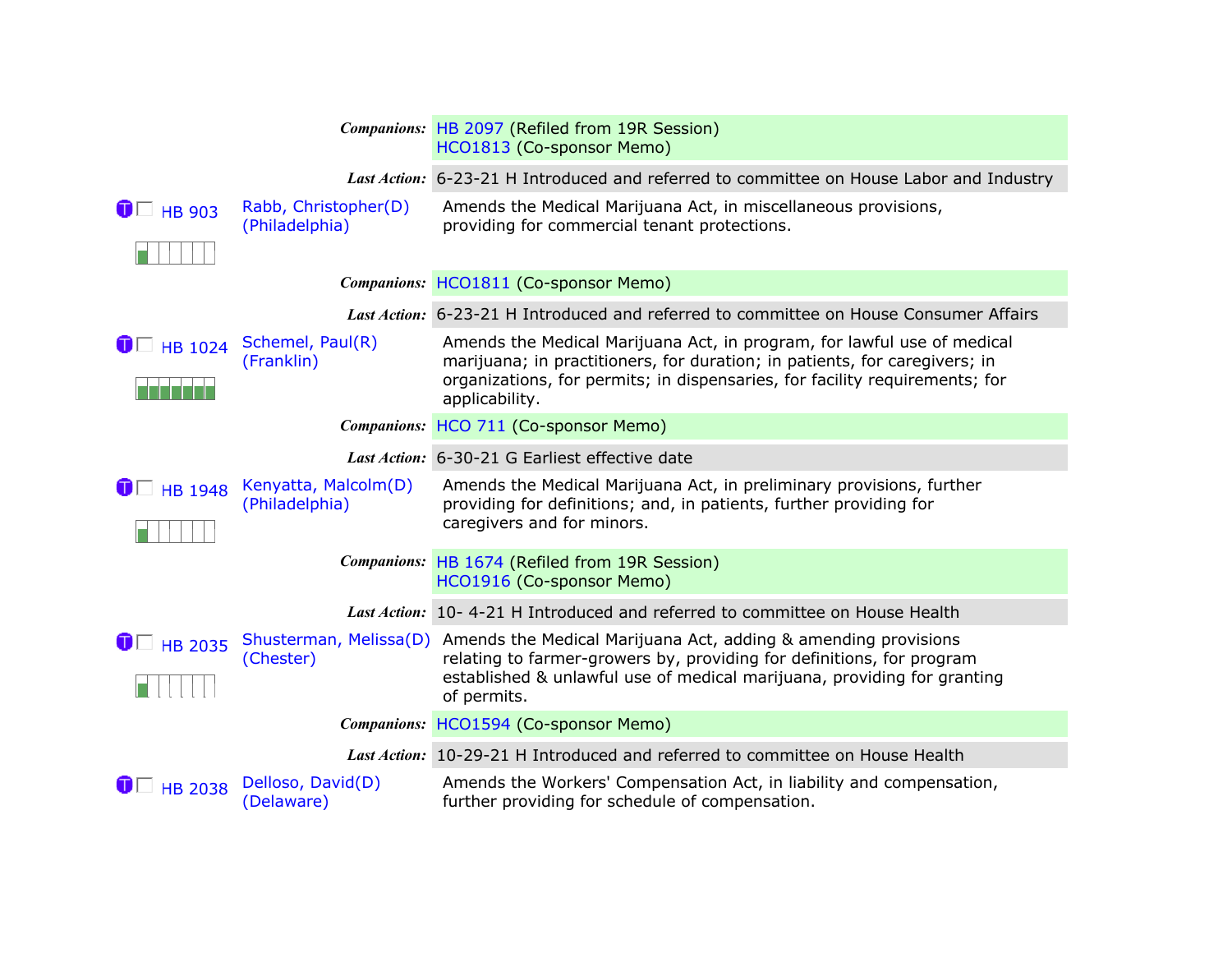**Companions:** HB 2097 (Refiled from 19R Session)
HCO1813 (Co-sponsor Memo)

**Last Action:** 6-23-21 H Introduced and referred to committee on House Labor and Industry

**HB 903** — Rabb, Christopher(D) (Philadelphia)

Amends the Medical Marijuana Act, in miscellaneous provisions, providing for commercial tenant protections.

**Companions:** HCO1811 (Co-sponsor Memo)

**Last Action:** 6-23-21 H Introduced and referred to committee on House Consumer Affairs

**HB 1024** — Schemel, Paul(R) (Franklin)

Amends the Medical Marijuana Act, in program, for lawful use of medical marijuana; in practitioners, for duration; in patients, for caregivers; in organizations, for permits; in dispensaries, for facility requirements; for applicability.

**Companions:** HCO 711 (Co-sponsor Memo)

**Last Action:** 6-30-21 G Earliest effective date

**HB 1948** — Kenyatta, Malcolm(D) (Philadelphia)

Amends the Medical Marijuana Act, in preliminary provisions, further providing for definitions; and, in patients, further providing for caregivers and for minors.

**Companions:** HB 1674 (Refiled from 19R Session)
HCO1916 (Co-sponsor Memo)

**Last Action:** 10- 4-21 H Introduced and referred to committee on House Health

**HB 2035** — Shusterman, Melissa(D) (Chester)

Amends the Medical Marijuana Act, adding & amending provisions relating to farmer-growers by, providing for definitions, for program established & unlawful use of medical marijuana, providing for granting of permits.

**Companions:** HCO1594 (Co-sponsor Memo)

**Last Action:** 10-29-21 H Introduced and referred to committee on House Health

**HB 2038** — Delloso, David(D) (Delaware)

Amends the Workers' Compensation Act, in liability and compensation, further providing for schedule of compensation.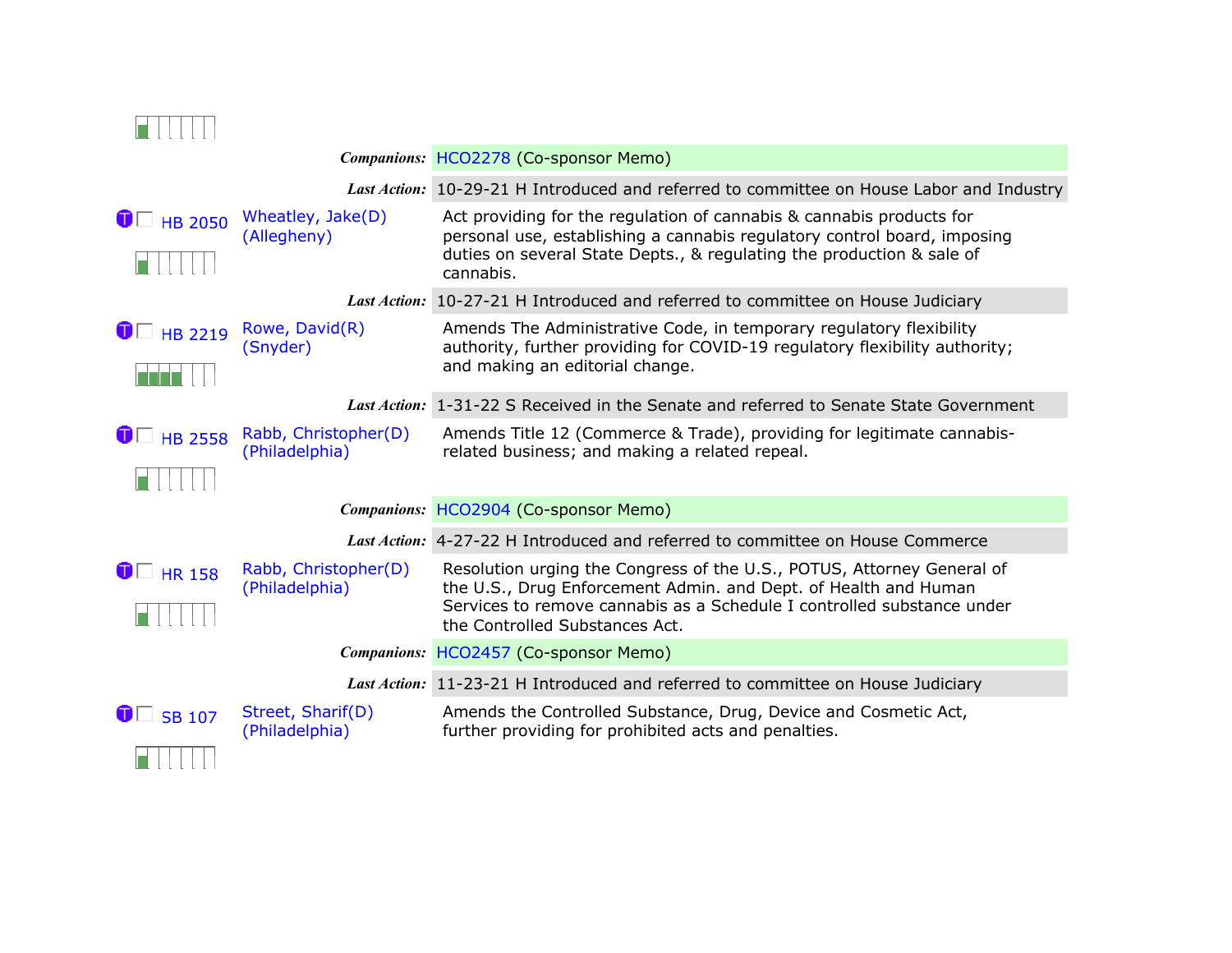**Companions:** HCO2278 (Co-sponsor Memo)

**Last Action:** 10-29-21 H Introduced and referred to committee on House Labor and Industry

| Bill | Sponsor | Description |
|---|---|---|
| HB 2050 | Wheatley, Jake(D) (Allegheny) | Act providing for the regulation of cannabis & cannabis products for personal use, establishing a cannabis regulatory control board, imposing duties on several State Depts., & regulating the production & sale of cannabis. |

**Last Action:** 10-27-21 H Introduced and referred to committee on House Judiciary

| Bill | Sponsor | Description |
|---|---|---|
| HB 2219 | Rowe, David(R) (Snyder) | Amends The Administrative Code, in temporary regulatory flexibility authority, further providing for COVID-19 regulatory flexibility authority; and making an editorial change. |

**Last Action:** 1-31-22 S Received in the Senate and referred to Senate State Government

| Bill | Sponsor | Description |
|---|---|---|
| HB 2558 | Rabb, Christopher(D) (Philadelphia) | Amends Title 12 (Commerce & Trade), providing for legitimate cannabis-related business; and making a related repeal. |

**Companions:** HCO2904 (Co-sponsor Memo)

**Last Action:** 4-27-22 H Introduced and referred to committee on House Commerce

| Bill | Sponsor | Description |
|---|---|---|
| HR 158 | Rabb, Christopher(D) (Philadelphia) | Resolution urging the Congress of the U.S., POTUS, Attorney General of the U.S., Drug Enforcement Admin. and Dept. of Health and Human Services to remove cannabis as a Schedule I controlled substance under the Controlled Substances Act. |

**Companions:** HCO2457 (Co-sponsor Memo)

**Last Action:** 11-23-21 H Introduced and referred to committee on House Judiciary

| Bill | Sponsor | Description |
|---|---|---|
| SB 107 | Street, Sharif(D) (Philadelphia) | Amends the Controlled Substance, Drug, Device and Cosmetic Act, further providing for prohibited acts and penalties. |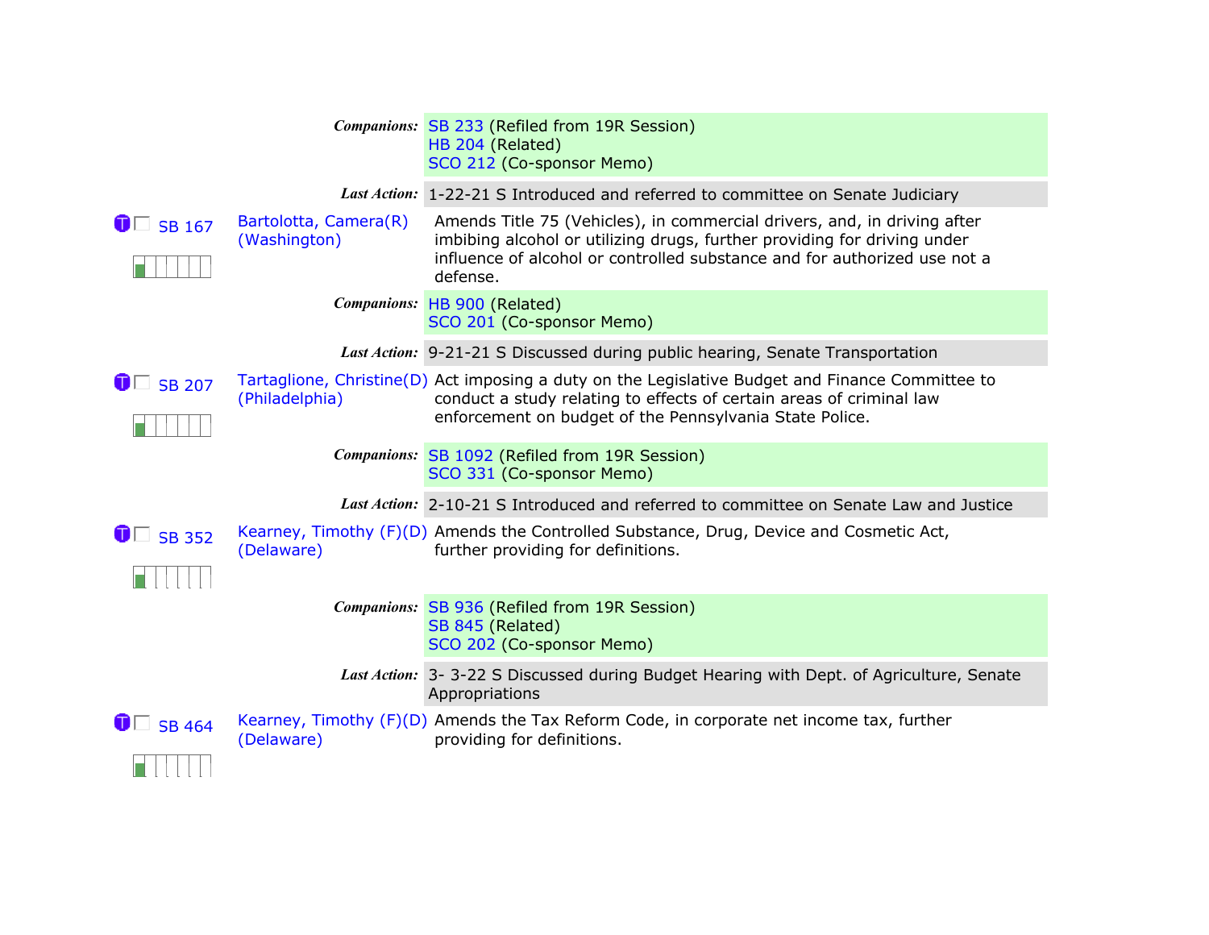**Companions:** SB 233 (Refiled from 19R Session)
HB 204 (Related)
SCO 212 (Co-sponsor Memo)

**Last Action:** 1-22-21 S Introduced and referred to committee on Senate Judiciary

---

**SB 167** — Bartolotta, Camera(R) (Washington)

Amends Title 75 (Vehicles), in commercial drivers, and, in driving after imbibing alcohol or utilizing drugs, further providing for driving under influence of alcohol or controlled substance and for authorized use not a defense.

**Companions:** HB 900 (Related)
SCO 201 (Co-sponsor Memo)

**Last Action:** 9-21-21 S Discussed during public hearing, Senate Transportation

---

**SB 207** — Tartaglione, Christine(D) (Philadelphia)

Act imposing a duty on the Legislative Budget and Finance Committee to conduct a study relating to effects of certain areas of criminal law enforcement on budget of the Pennsylvania State Police.

**Companions:** SB 1092 (Refiled from 19R Session)
SCO 331 (Co-sponsor Memo)

**Last Action:** 2-10-21 S Introduced and referred to committee on Senate Law and Justice

---

**SB 352** — Kearney, Timothy (F)(D) (Delaware)

Amends the Controlled Substance, Drug, Device and Cosmetic Act, further providing for definitions.

**Companions:** SB 936 (Refiled from 19R Session)
SB 845 (Related)
SCO 202 (Co-sponsor Memo)

**Last Action:** 3- 3-22 S Discussed during Budget Hearing with Dept. of Agriculture, Senate Appropriations

---

**SB 464** — Kearney, Timothy (F)(D) (Delaware)

Amends the Tax Reform Code, in corporate net income tax, further providing for definitions.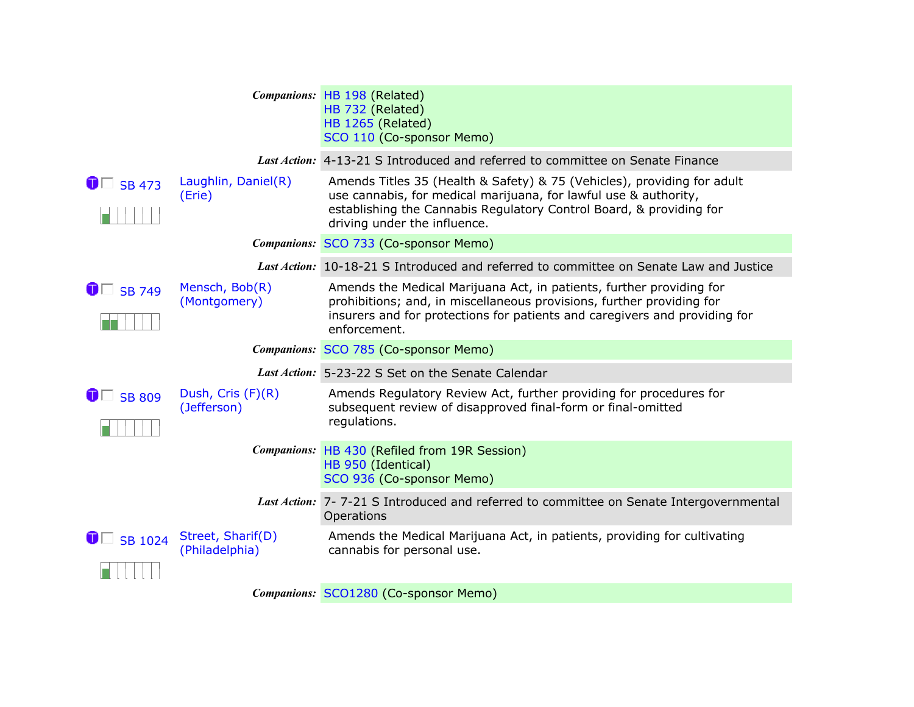| | | |
|---|---|---|
| | ***Companions:*** | HB 198 (Related)<br>HB 732 (Related)<br>HB 1265 (Related)<br>SCO 110 (Co-sponsor Memo) |
| | ***Last Action:*** | 4-13-21 S Introduced and referred to committee on Senate Finance |
| SB 473 | Laughlin, Daniel(R) (Erie) | Amends Titles 35 (Health & Safety) & 75 (Vehicles), providing for adult use cannabis, for medical marijuana, for lawful use & authority, establishing the Cannabis Regulatory Control Board, & providing for driving under the influence. |
| | ***Companions:*** | SCO 733 (Co-sponsor Memo) |
| | ***Last Action:*** | 10-18-21 S Introduced and referred to committee on Senate Law and Justice |
| SB 749 | Mensch, Bob(R) (Montgomery) | Amends the Medical Marijuana Act, in patients, further providing for prohibitions; and, in miscellaneous provisions, further providing for insurers and for protections for patients and caregivers and providing for enforcement. |
| | ***Companions:*** | SCO 785 (Co-sponsor Memo) |
| | ***Last Action:*** | 5-23-22 S Set on the Senate Calendar |
| SB 809 | Dush, Cris (F)(R) (Jefferson) | Amends Regulatory Review Act, further providing for procedures for subsequent review of disapproved final-form or final-omitted regulations. |
| | ***Companions:*** | HB 430 (Refiled from 19R Session)<br>HB 950 (Identical)<br>SCO 936 (Co-sponsor Memo) |
| | ***Last Action:*** | 7- 7-21 S Introduced and referred to committee on Senate Intergovernmental Operations |
| SB 1024 | Street, Sharif(D) (Philadelphia) | Amends the Medical Marijuana Act, in patients, providing for cultivating cannabis for personal use. |
| | ***Companions:*** | SCO1280 (Co-sponsor Memo) |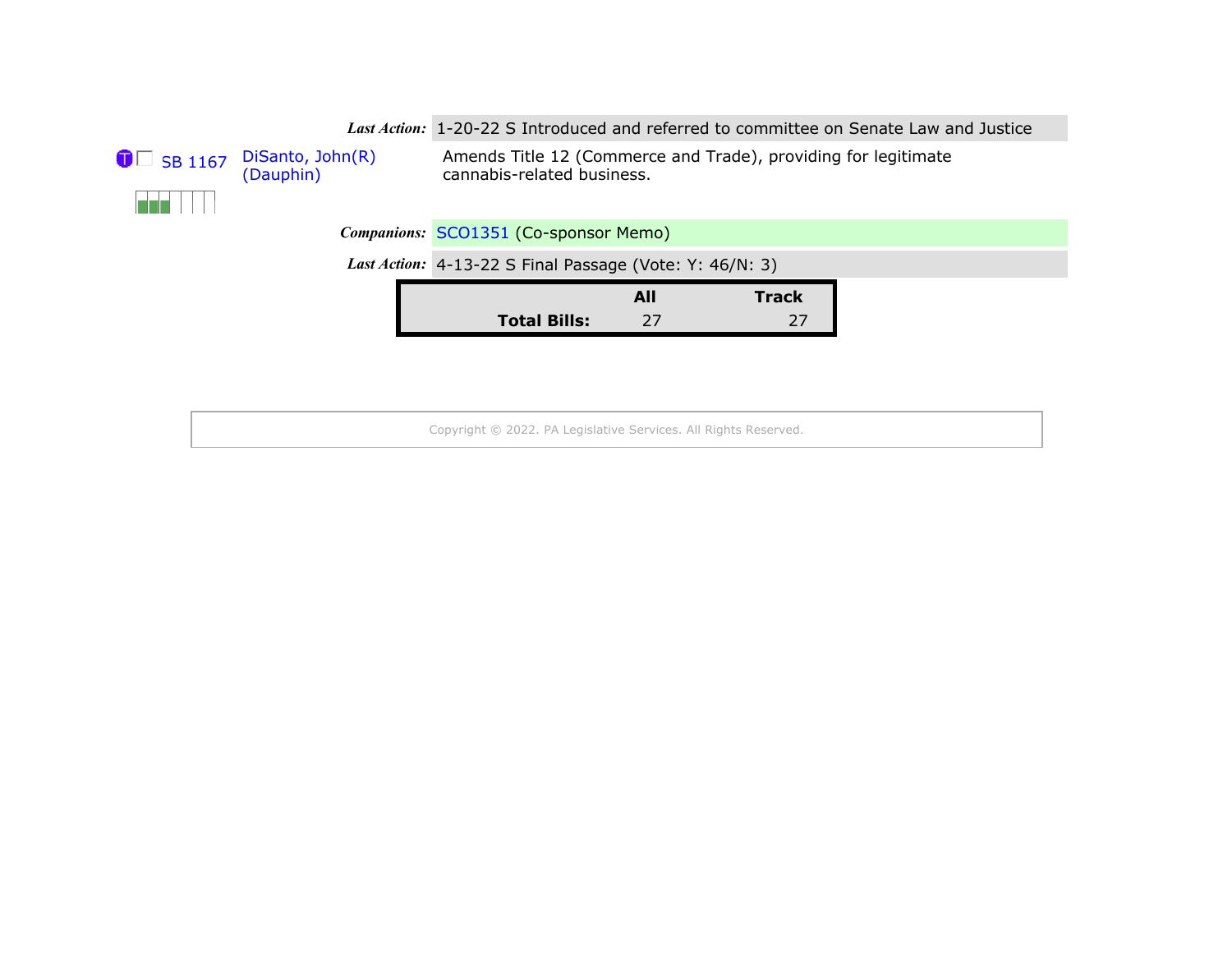***Last Action:*** 1-20-22 S Introduced and referred to committee on Senate Law and Justice

SB 1167 DiSanto, John(R) (Dauphin)

Amends Title 12 (Commerce and Trade), providing for legitimate cannabis-related business.

***Companions:*** SCO1351 (Co-sponsor Memo)

***Last Action:*** 4-13-22 S Final Passage (Vote: Y: 46/N: 3)

| | All | Track |
|---|---|---|
| **Total Bills:** | 27 | 27 |

Copyright © 2022. PA Legislative Services. All Rights Reserved.